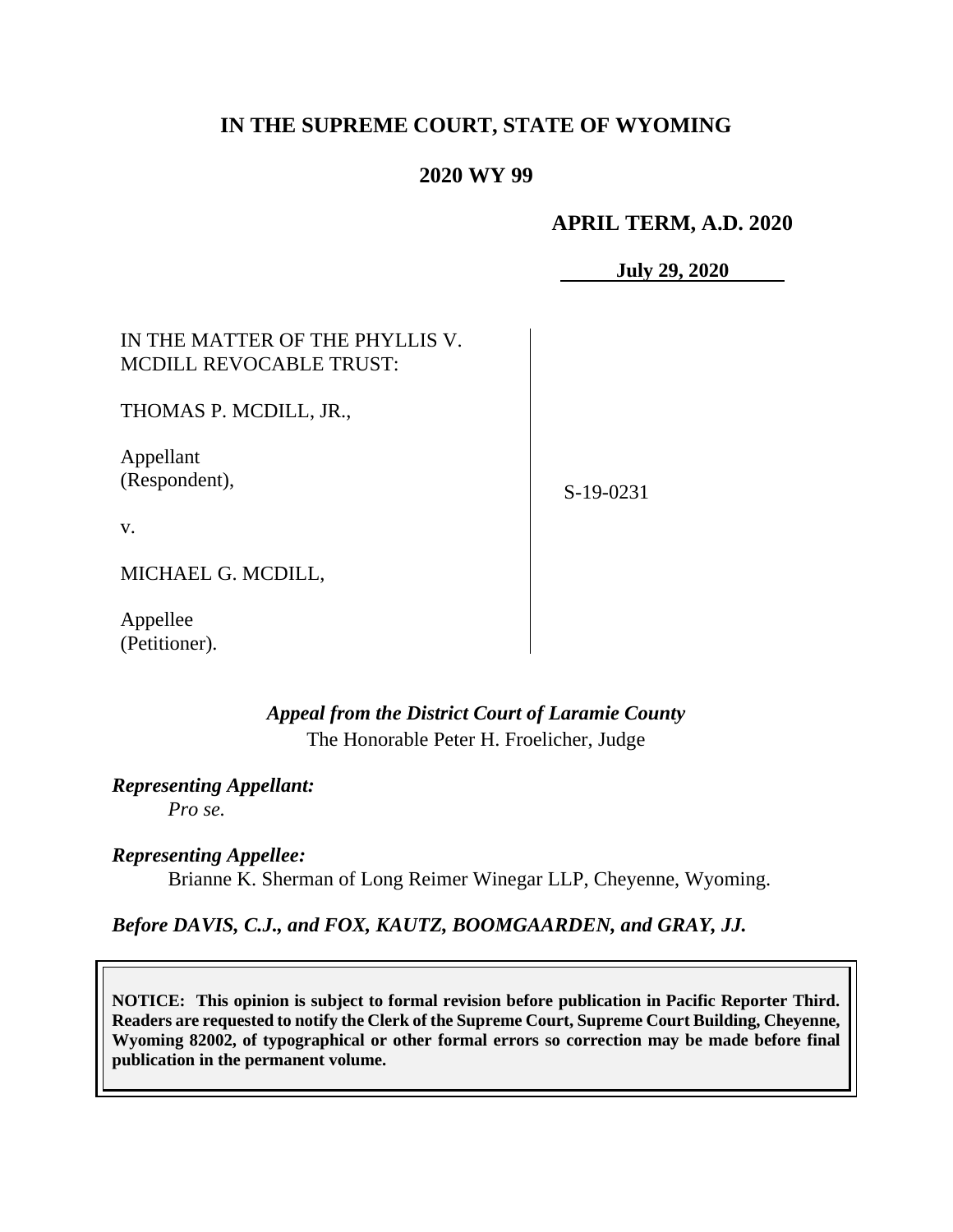# IN THE SUPREME COURT, STATE OF WYOMING

## 2020 WY 99

**APRIL TERM, A.D. 2020**

**July 29, 2020**

| | |
|---|---|
| IN THE MATTER OF THE PHYLLIS V. MCDILL REVOCABLE TRUST:<br><br>THOMAS P. MCDILL, JR.,<br><br>Appellant (Respondent),<br><br>v.<br><br>MICHAEL G. MCDILL,<br><br>Appellee (Petitioner). | S-19-0231 |

*Appeal from the District Court of Laramie County*
The Honorable Peter H. Froelicher, Judge

***Representing Appellant:***
*Pro se.*

***Representing Appellee:***
Brianne K. Sherman of Long Reimer Winegar LLP, Cheyenne, Wyoming.

***Before DAVIS, C.J., and FOX, KAUTZ, BOOMGAARDEN, and GRAY, JJ.***

**NOTICE: This opinion is subject to formal revision before publication in Pacific Reporter Third. Readers are requested to notify the Clerk of the Supreme Court, Supreme Court Building, Cheyenne, Wyoming 82002, of typographical or other formal errors so correction may be made before final publication in the permanent volume.**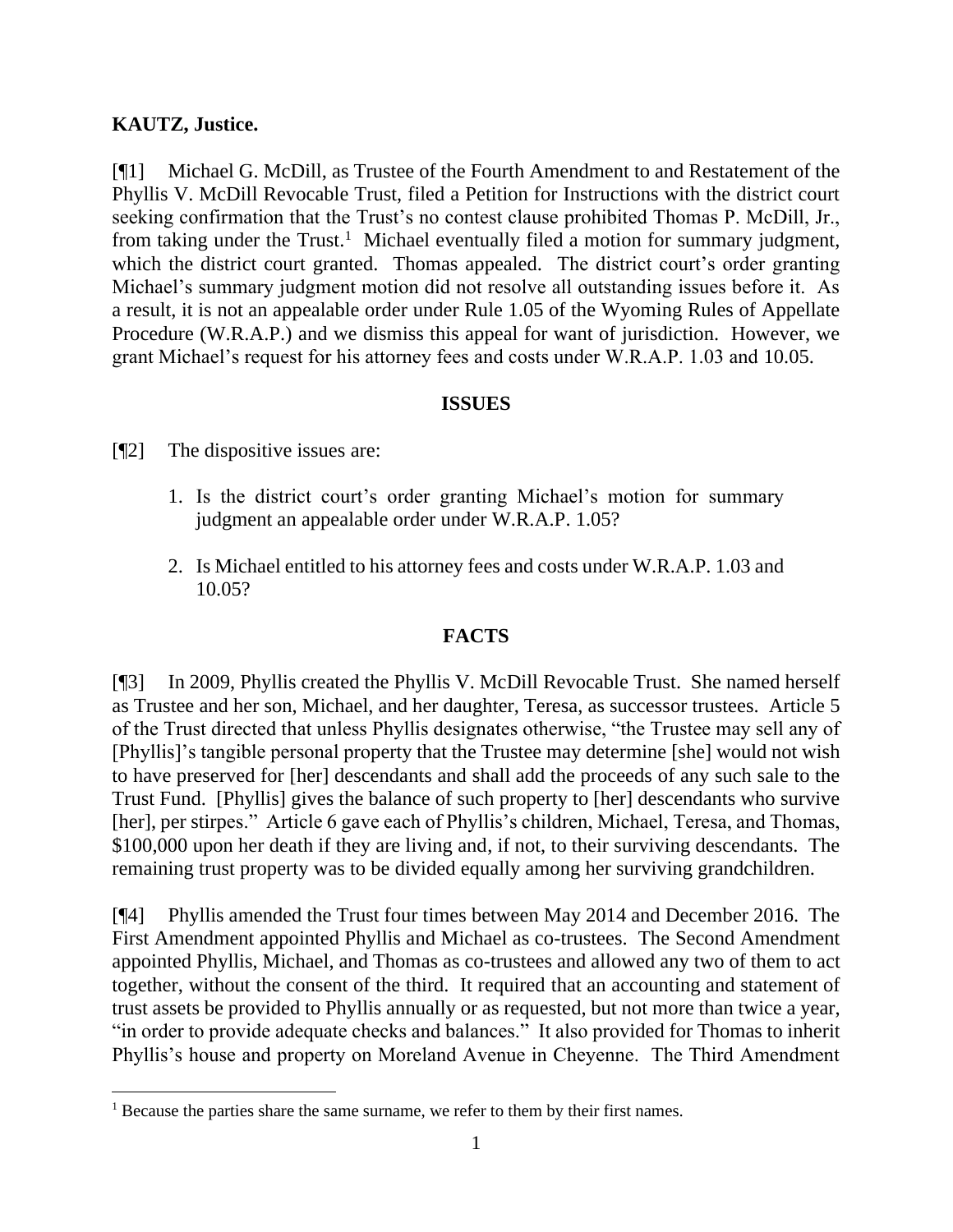**KAUTZ, Justice.**

[¶1] Michael G. McDill, as Trustee of the Fourth Amendment to and Restatement of the Phyllis V. McDill Revocable Trust, filed a Petition for Instructions with the district court seeking confirmation that the Trust's no contest clause prohibited Thomas P. McDill, Jr., from taking under the Trust.[1] Michael eventually filed a motion for summary judgment, which the district court granted. Thomas appealed. The district court's order granting Michael's summary judgment motion did not resolve all outstanding issues before it. As a result, it is not an appealable order under Rule 1.05 of the Wyoming Rules of Appellate Procedure (W.R.A.P.) and we dismiss this appeal for want of jurisdiction. However, we grant Michael's request for his attorney fees and costs under W.R.A.P. 1.03 and 10.05.

## ISSUES

[¶2] The dispositive issues are:

1. Is the district court's order granting Michael's motion for summary judgment an appealable order under W.R.A.P. 1.05?
2. Is Michael entitled to his attorney fees and costs under W.R.A.P. 1.03 and 10.05?

## FACTS

[¶3] In 2009, Phyllis created the Phyllis V. McDill Revocable Trust. She named herself as Trustee and her son, Michael, and her daughter, Teresa, as successor trustees. Article 5 of the Trust directed that unless Phyllis designates otherwise, "the Trustee may sell any of [Phyllis]'s tangible personal property that the Trustee may determine [she] would not wish to have preserved for [her] descendants and shall add the proceeds of any such sale to the Trust Fund. [Phyllis] gives the balance of such property to [her] descendants who survive [her], per stirpes." Article 6 gave each of Phyllis's children, Michael, Teresa, and Thomas, $100,000 upon her death if they are living and, if not, to their surviving descendants. The remaining trust property was to be divided equally among her surviving grandchildren.

[¶4] Phyllis amended the Trust four times between May 2014 and December 2016. The First Amendment appointed Phyllis and Michael as co-trustees. The Second Amendment appointed Phyllis, Michael, and Thomas as co-trustees and allowed any two of them to act together, without the consent of the third. It required that an accounting and statement of trust assets be provided to Phyllis annually or as requested, but not more than twice a year, "in order to provide adequate checks and balances." It also provided for Thomas to inherit Phyllis's house and property on Moreland Avenue in Cheyenne. The Third Amendment

[1] Because the parties share the same surname, we refer to them by their first names.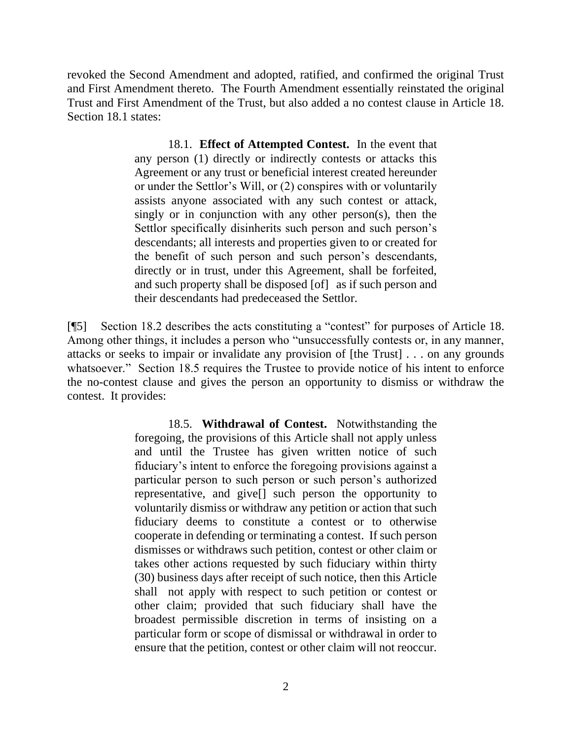revoked the Second Amendment and adopted, ratified, and confirmed the original Trust and First Amendment thereto. The Fourth Amendment essentially reinstated the original Trust and First Amendment of the Trust, but also added a no contest clause in Article 18. Section 18.1 states:

> 18.1. **Effect of Attempted Contest.** In the event that any person (1) directly or indirectly contests or attacks this Agreement or any trust or beneficial interest created hereunder or under the Settlor's Will, or (2) conspires with or voluntarily assists anyone associated with any such contest or attack, singly or in conjunction with any other person(s), then the Settlor specifically disinherits such person and such person's descendants; all interests and properties given to or created for the benefit of such person and such person's descendants, directly or in trust, under this Agreement, shall be forfeited, and such property shall be disposed [of] as if such person and their descendants had predeceased the Settlor.

[¶5] Section 18.2 describes the acts constituting a "contest" for purposes of Article 18. Among other things, it includes a person who "unsuccessfully contests or, in any manner, attacks or seeks to impair or invalidate any provision of [the Trust] . . . on any grounds whatsoever." Section 18.5 requires the Trustee to provide notice of his intent to enforce the no-contest clause and gives the person an opportunity to dismiss or withdraw the contest. It provides:

> 18.5. **Withdrawal of Contest.** Notwithstanding the foregoing, the provisions of this Article shall not apply unless and until the Trustee has given written notice of such fiduciary's intent to enforce the foregoing provisions against a particular person to such person or such person's authorized representative, and give[] such person the opportunity to voluntarily dismiss or withdraw any petition or action that such fiduciary deems to constitute a contest or to otherwise cooperate in defending or terminating a contest. If such person dismisses or withdraws such petition, contest or other claim or takes other actions requested by such fiduciary within thirty (30) business days after receipt of such notice, then this Article shall not apply with respect to such petition or contest or other claim; provided that such fiduciary shall have the broadest permissible discretion in terms of insisting on a particular form or scope of dismissal or withdrawal in order to ensure that the petition, contest or other claim will not reoccur.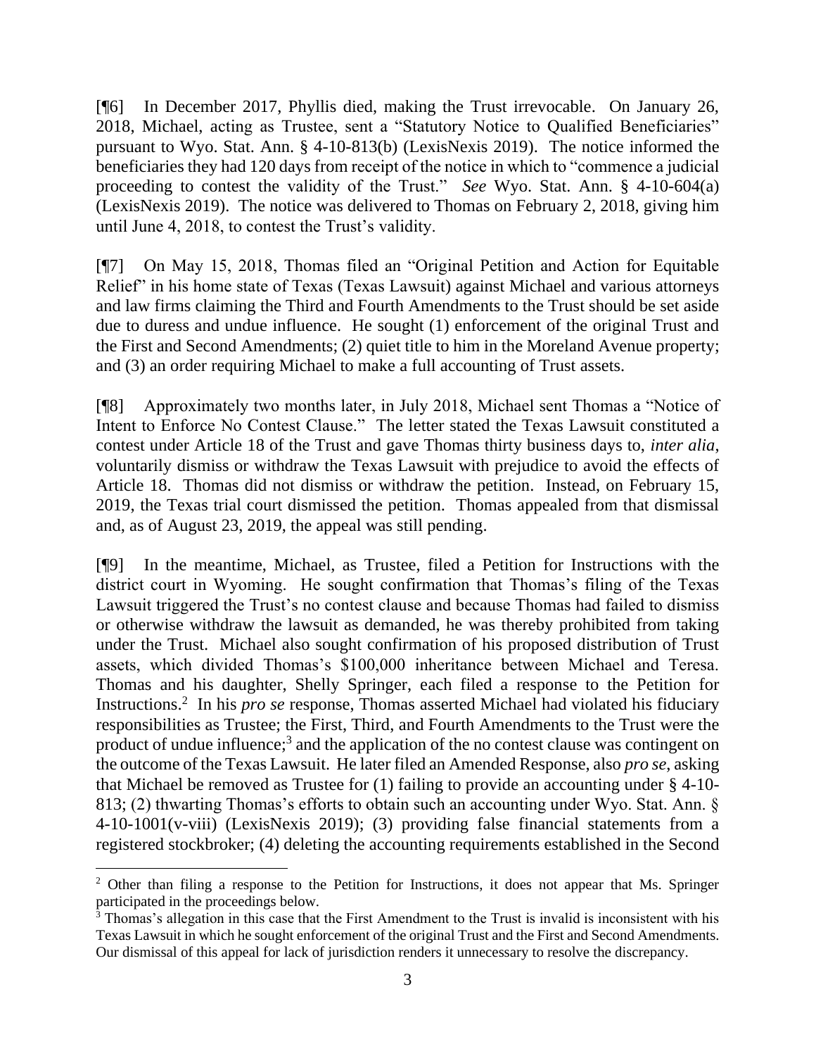[¶6] In December 2017, Phyllis died, making the Trust irrevocable. On January 26, 2018, Michael, acting as Trustee, sent a "Statutory Notice to Qualified Beneficiaries" pursuant to Wyo. Stat. Ann. § 4-10-813(b) (LexisNexis 2019). The notice informed the beneficiaries they had 120 days from receipt of the notice in which to "commence a judicial proceeding to contest the validity of the Trust." *See* Wyo. Stat. Ann. § 4-10-604(a) (LexisNexis 2019). The notice was delivered to Thomas on February 2, 2018, giving him until June 4, 2018, to contest the Trust's validity.

[¶7] On May 15, 2018, Thomas filed an "Original Petition and Action for Equitable Relief" in his home state of Texas (Texas Lawsuit) against Michael and various attorneys and law firms claiming the Third and Fourth Amendments to the Trust should be set aside due to duress and undue influence. He sought (1) enforcement of the original Trust and the First and Second Amendments; (2) quiet title to him in the Moreland Avenue property; and (3) an order requiring Michael to make a full accounting of Trust assets.

[¶8] Approximately two months later, in July 2018, Michael sent Thomas a "Notice of Intent to Enforce No Contest Clause." The letter stated the Texas Lawsuit constituted a contest under Article 18 of the Trust and gave Thomas thirty business days to, *inter alia*, voluntarily dismiss or withdraw the Texas Lawsuit with prejudice to avoid the effects of Article 18. Thomas did not dismiss or withdraw the petition. Instead, on February 15, 2019, the Texas trial court dismissed the petition. Thomas appealed from that dismissal and, as of August 23, 2019, the appeal was still pending.

[¶9] In the meantime, Michael, as Trustee, filed a Petition for Instructions with the district court in Wyoming. He sought confirmation that Thomas's filing of the Texas Lawsuit triggered the Trust's no contest clause and because Thomas had failed to dismiss or otherwise withdraw the lawsuit as demanded, he was thereby prohibited from taking under the Trust. Michael also sought confirmation of his proposed distribution of Trust assets, which divided Thomas's $100,000 inheritance between Michael and Teresa. Thomas and his daughter, Shelly Springer, each filed a response to the Petition for Instructions.[2] In his *pro se* response, Thomas asserted Michael had violated his fiduciary responsibilities as Trustee; the First, Third, and Fourth Amendments to the Trust were the product of undue influence;[3] and the application of the no contest clause was contingent on the outcome of the Texas Lawsuit. He later filed an Amended Response, also *pro se*, asking that Michael be removed as Trustee for (1) failing to provide an accounting under § 4-10-813; (2) thwarting Thomas's efforts to obtain such an accounting under Wyo. Stat. Ann. § 4-10-1001(v-viii) (LexisNexis 2019); (3) providing false financial statements from a registered stockbroker; (4) deleting the accounting requirements established in the Second

---

[2] Other than filing a response to the Petition for Instructions, it does not appear that Ms. Springer participated in the proceedings below.

[3] Thomas's allegation in this case that the First Amendment to the Trust is invalid is inconsistent with his Texas Lawsuit in which he sought enforcement of the original Trust and the First and Second Amendments. Our dismissal of this appeal for lack of jurisdiction renders it unnecessary to resolve the discrepancy.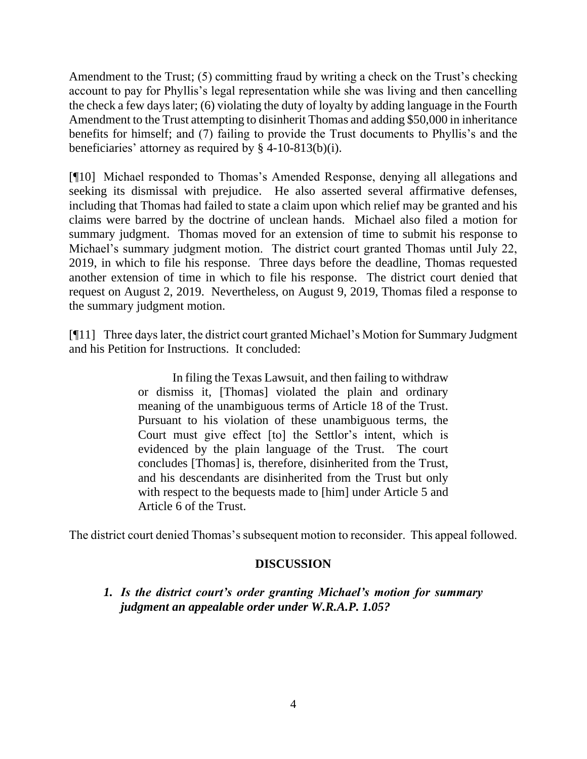Amendment to the Trust; (5) committing fraud by writing a check on the Trust's checking account to pay for Phyllis's legal representation while she was living and then cancelling the check a few days later; (6) violating the duty of loyalty by adding language in the Fourth Amendment to the Trust attempting to disinherit Thomas and adding $50,000 in inheritance benefits for himself; and (7) failing to provide the Trust documents to Phyllis's and the beneficiaries' attorney as required by § 4-10-813(b)(i).

[¶10] Michael responded to Thomas's Amended Response, denying all allegations and seeking its dismissal with prejudice. He also asserted several affirmative defenses, including that Thomas had failed to state a claim upon which relief may be granted and his claims were barred by the doctrine of unclean hands. Michael also filed a motion for summary judgment. Thomas moved for an extension of time to submit his response to Michael's summary judgment motion. The district court granted Thomas until July 22, 2019, in which to file his response. Three days before the deadline, Thomas requested another extension of time in which to file his response. The district court denied that request on August 2, 2019. Nevertheless, on August 9, 2019, Thomas filed a response to the summary judgment motion.

[¶11] Three days later, the district court granted Michael's Motion for Summary Judgment and his Petition for Instructions. It concluded:

> In filing the Texas Lawsuit, and then failing to withdraw or dismiss it, [Thomas] violated the plain and ordinary meaning of the unambiguous terms of Article 18 of the Trust. Pursuant to his violation of these unambiguous terms, the Court must give effect [to] the Settlor's intent, which is evidenced by the plain language of the Trust. The court concludes [Thomas] is, therefore, disinherited from the Trust, and his descendants are disinherited from the Trust but only with respect to the bequests made to [him] under Article 5 and Article 6 of the Trust.

The district court denied Thomas's subsequent motion to reconsider. This appeal followed.

## DISCUSSION

### *1. Is the district court's order granting Michael's motion for summary judgment an appealable order under W.R.A.P. 1.05?*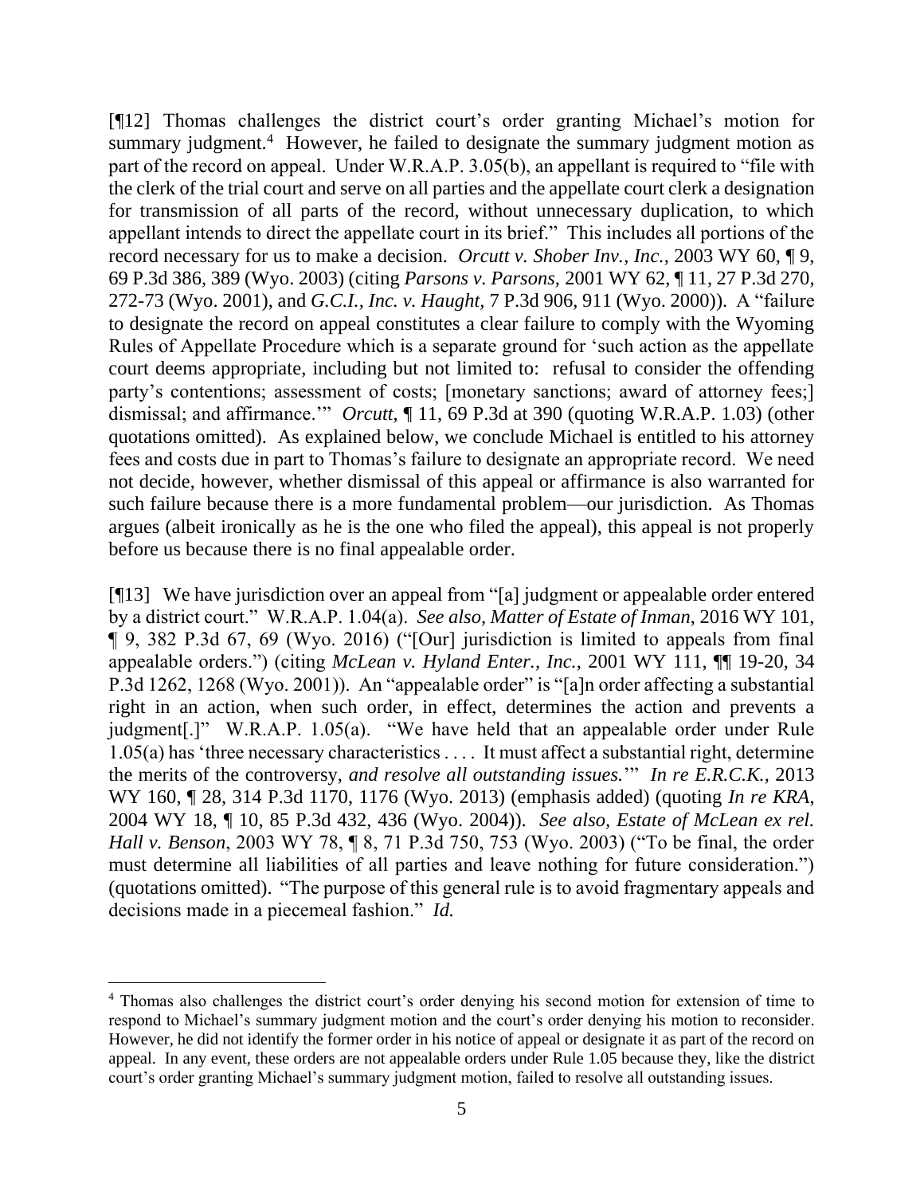[¶12] Thomas challenges the district court's order granting Michael's motion for summary judgment.[4] However, he failed to designate the summary judgment motion as part of the record on appeal. Under W.R.A.P. 3.05(b), an appellant is required to "file with the clerk of the trial court and serve on all parties and the appellate court clerk a designation for transmission of all parts of the record, without unnecessary duplication, to which appellant intends to direct the appellate court in its brief." This includes all portions of the record necessary for us to make a decision. *Orcutt v. Shober Inv., Inc.*, 2003 WY 60, ¶ 9, 69 P.3d 386, 389 (Wyo. 2003) (citing *Parsons v. Parsons*, 2001 WY 62, ¶ 11, 27 P.3d 270, 272-73 (Wyo. 2001), and *G.C.I., Inc. v. Haught*, 7 P.3d 906, 911 (Wyo. 2000)). A "failure to designate the record on appeal constitutes a clear failure to comply with the Wyoming Rules of Appellate Procedure which is a separate ground for 'such action as the appellate court deems appropriate, including but not limited to: refusal to consider the offending party's contentions; assessment of costs; [monetary sanctions; award of attorney fees;] dismissal; and affirmance.'" *Orcutt*, ¶ 11, 69 P.3d at 390 (quoting W.R.A.P. 1.03) (other quotations omitted). As explained below, we conclude Michael is entitled to his attorney fees and costs due in part to Thomas's failure to designate an appropriate record. We need not decide, however, whether dismissal of this appeal or affirmance is also warranted for such failure because there is a more fundamental problem—our jurisdiction. As Thomas argues (albeit ironically as he is the one who filed the appeal), this appeal is not properly before us because there is no final appealable order.

[¶13] We have jurisdiction over an appeal from "[a] judgment or appealable order entered by a district court." W.R.A.P. 1.04(a). *See also*, *Matter of Estate of Inman*, 2016 WY 101, ¶ 9, 382 P.3d 67, 69 (Wyo. 2016) ("[Our] jurisdiction is limited to appeals from final appealable orders.") (citing *McLean v. Hyland Enter., Inc.*, 2001 WY 111, ¶¶ 19-20, 34 P.3d 1262, 1268 (Wyo. 2001)). An "appealable order" is "[a]n order affecting a substantial right in an action, when such order, in effect, determines the action and prevents a judgment[.]" W.R.A.P. 1.05(a). "We have held that an appealable order under Rule 1.05(a) has 'three necessary characteristics . . . . It must affect a substantial right, determine the merits of the controversy, *and resolve all outstanding issues.*'" *In re E.R.C.K.*, 2013 WY 160, ¶ 28, 314 P.3d 1170, 1176 (Wyo. 2013) (emphasis added) (quoting *In re KRA*, 2004 WY 18, ¶ 10, 85 P.3d 432, 436 (Wyo. 2004)). *See also*, *Estate of McLean ex rel. Hall v. Benson*, 2003 WY 78, ¶ 8, 71 P.3d 750, 753 (Wyo. 2003) ("To be final, the order must determine all liabilities of all parties and leave nothing for future consideration.") (quotations omitted). "The purpose of this general rule is to avoid fragmentary appeals and decisions made in a piecemeal fashion." *Id.*

---

[4] Thomas also challenges the district court's order denying his second motion for extension of time to respond to Michael's summary judgment motion and the court's order denying his motion to reconsider. However, he did not identify the former order in his notice of appeal or designate it as part of the record on appeal. In any event, these orders are not appealable orders under Rule 1.05 because they, like the district court's order granting Michael's summary judgment motion, failed to resolve all outstanding issues.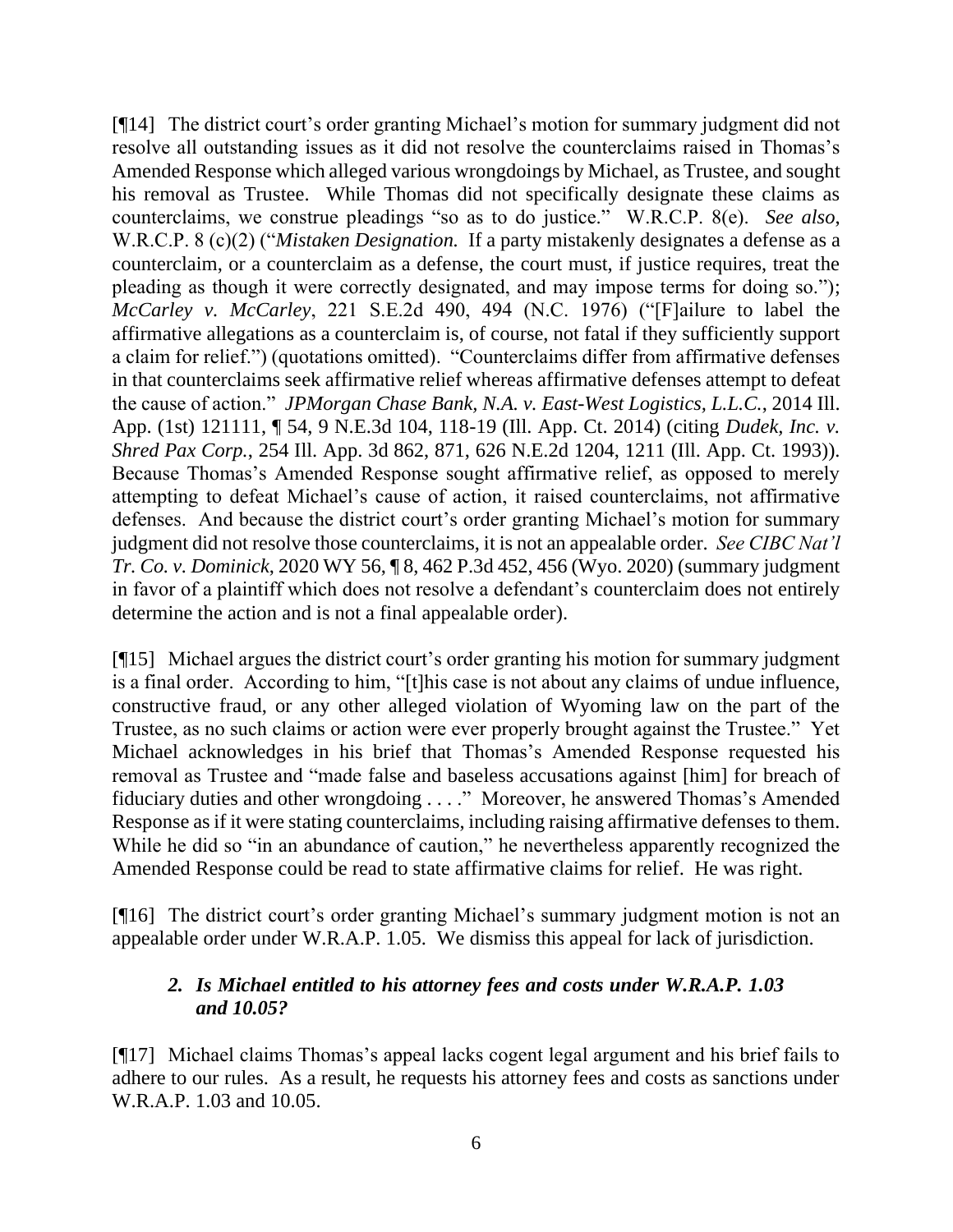[¶14] The district court's order granting Michael's motion for summary judgment did not resolve all outstanding issues as it did not resolve the counterclaims raised in Thomas's Amended Response which alleged various wrongdoings by Michael, as Trustee, and sought his removal as Trustee. While Thomas did not specifically designate these claims as counterclaims, we construe pleadings "so as to do justice." W.R.C.P. 8(e). *See also*, W.R.C.P. 8 (c)(2) ("*Mistaken Designation.* If a party mistakenly designates a defense as a counterclaim, or a counterclaim as a defense, the court must, if justice requires, treat the pleading as though it were correctly designated, and may impose terms for doing so."); *McCarley v. McCarley*, 221 S.E.2d 490, 494 (N.C. 1976) ("[F]ailure to label the affirmative allegations as a counterclaim is, of course, not fatal if they sufficiently support a claim for relief.") (quotations omitted). "Counterclaims differ from affirmative defenses in that counterclaims seek affirmative relief whereas affirmative defenses attempt to defeat the cause of action." *JPMorgan Chase Bank, N.A. v. East-West Logistics, L.L.C.*, 2014 Ill. App. (1st) 121111, ¶ 54, 9 N.E.3d 104, 118-19 (Ill. App. Ct. 2014) (citing *Dudek, Inc. v. Shred Pax Corp.*, 254 Ill. App. 3d 862, 871, 626 N.E.2d 1204, 1211 (Ill. App. Ct. 1993)). Because Thomas's Amended Response sought affirmative relief, as opposed to merely attempting to defeat Michael's cause of action, it raised counterclaims, not affirmative defenses. And because the district court's order granting Michael's motion for summary judgment did not resolve those counterclaims, it is not an appealable order. *See CIBC Nat'l Tr. Co. v. Dominick*, 2020 WY 56, ¶ 8, 462 P.3d 452, 456 (Wyo. 2020) (summary judgment in favor of a plaintiff which does not resolve a defendant's counterclaim does not entirely determine the action and is not a final appealable order).

[¶15] Michael argues the district court's order granting his motion for summary judgment is a final order. According to him, "[t]his case is not about any claims of undue influence, constructive fraud, or any other alleged violation of Wyoming law on the part of the Trustee, as no such claims or action were ever properly brought against the Trustee." Yet Michael acknowledges in his brief that Thomas's Amended Response requested his removal as Trustee and "made false and baseless accusations against [him] for breach of fiduciary duties and other wrongdoing . . . ." Moreover, he answered Thomas's Amended Response as if it were stating counterclaims, including raising affirmative defenses to them. While he did so "in an abundance of caution," he nevertheless apparently recognized the Amended Response could be read to state affirmative claims for relief. He was right.

[¶16] The district court's order granting Michael's summary judgment motion is not an appealable order under W.R.A.P. 1.05. We dismiss this appeal for lack of jurisdiction.

### *2. Is Michael entitled to his attorney fees and costs under W.R.A.P. 1.03 and 10.05?*

[¶17] Michael claims Thomas's appeal lacks cogent legal argument and his brief fails to adhere to our rules. As a result, he requests his attorney fees and costs as sanctions under W.R.A.P. 1.03 and 10.05.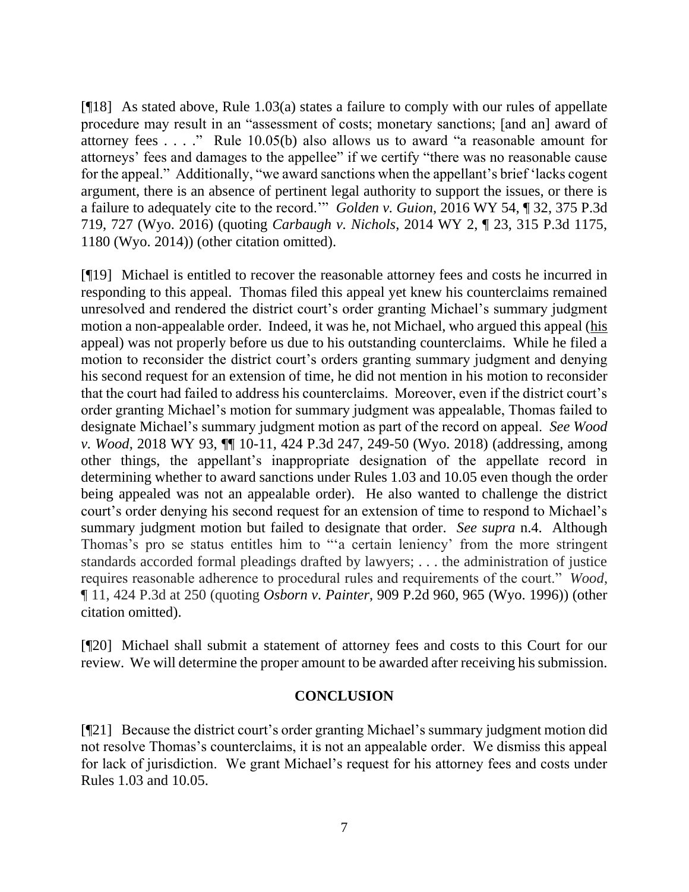[¶18] As stated above, Rule 1.03(a) states a failure to comply with our rules of appellate procedure may result in an "assessment of costs; monetary sanctions; [and an] award of attorney fees . . . ." Rule 10.05(b) also allows us to award "a reasonable amount for attorneys' fees and damages to the appellee" if we certify "there was no reasonable cause for the appeal." Additionally, "we award sanctions when the appellant's brief 'lacks cogent argument, there is an absence of pertinent legal authority to support the issues, or there is a failure to adequately cite to the record.'" *Golden v. Guion*, 2016 WY 54, ¶ 32, 375 P.3d 719, 727 (Wyo. 2016) (quoting *Carbaugh v. Nichols*, 2014 WY 2, ¶ 23, 315 P.3d 1175, 1180 (Wyo. 2014)) (other citation omitted).

[¶19] Michael is entitled to recover the reasonable attorney fees and costs he incurred in responding to this appeal. Thomas filed this appeal yet knew his counterclaims remained unresolved and rendered the district court's order granting Michael's summary judgment motion a non-appealable order. Indeed, it was he, not Michael, who argued this appeal (<u>his</u> appeal) was not properly before us due to his outstanding counterclaims. While he filed a motion to reconsider the district court's orders granting summary judgment and denying his second request for an extension of time, he did not mention in his motion to reconsider that the court had failed to address his counterclaims. Moreover, even if the district court's order granting Michael's motion for summary judgment was appealable, Thomas failed to designate Michael's summary judgment motion as part of the record on appeal. *See Wood v. Wood*, 2018 WY 93, ¶¶ 10-11, 424 P.3d 247, 249-50 (Wyo. 2018) (addressing, among other things, the appellant's inappropriate designation of the appellate record in determining whether to award sanctions under Rules 1.03 and 10.05 even though the order being appealed was not an appealable order). He also wanted to challenge the district court's order denying his second request for an extension of time to respond to Michael's summary judgment motion but failed to designate that order. *See supra* n.4. Although Thomas's pro se status entitles him to "'a certain leniency' from the more stringent standards accorded formal pleadings drafted by lawyers; . . . the administration of justice requires reasonable adherence to procedural rules and requirements of the court." *Wood*, ¶ 11, 424 P.3d at 250 (quoting *Osborn v. Painter*, 909 P.2d 960, 965 (Wyo. 1996)) (other citation omitted).

[¶20] Michael shall submit a statement of attorney fees and costs to this Court for our review. We will determine the proper amount to be awarded after receiving his submission.

## CONCLUSION

[¶21] Because the district court's order granting Michael's summary judgment motion did not resolve Thomas's counterclaims, it is not an appealable order. We dismiss this appeal for lack of jurisdiction. We grant Michael's request for his attorney fees and costs under Rules 1.03 and 10.05.